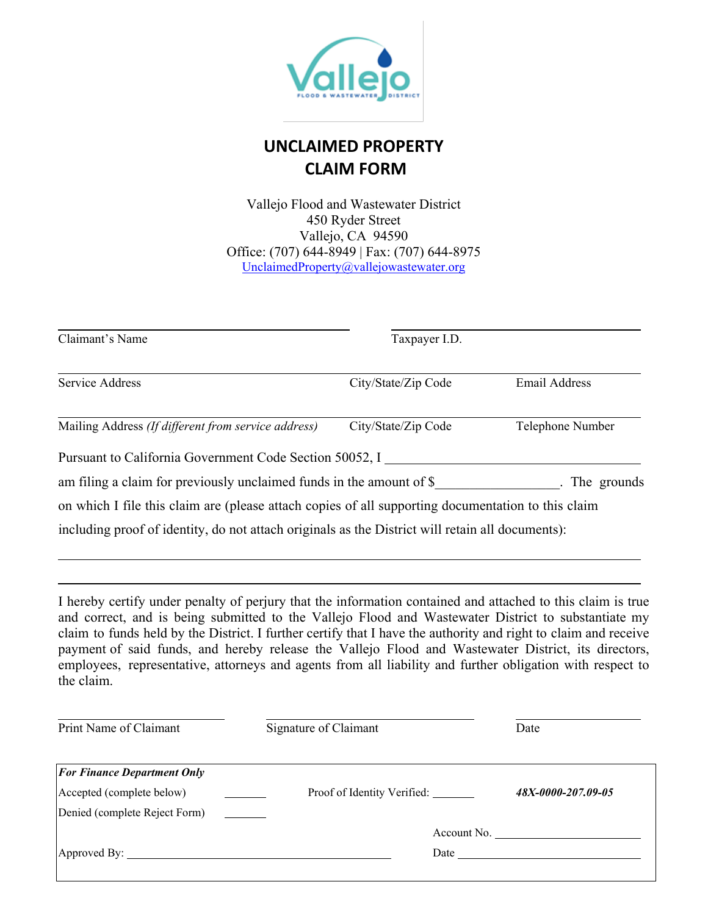# UNCLAIMED PROPERTY CLAIM FORM

Vallejo Flood and Wastewater District
450 Ryder Street
Vallejo, CA 94590
Office: (707) 644-8949 | Fax: (707) 644-8975
UnclaimedProperty@vallejowastewater.org

| | | |
|---|---|---|
| ______________________ Claimant's Name | ______________________ Taxpayer I.D. | |
| ______________________ Service Address | ______________ City/State/Zip Code | ______________ Email Address |
| ______________________ Mailing Address *(If different from service address)* | ______________ City/State/Zip Code | ______________ Telephone Number |

Pursuant to California Government Code Section 50052, I ______________________________ am filing a claim for previously unclaimed funds in the amount of $__________________. The grounds on which I file this claim are (please attach copies of all supporting documentation to this claim including proof of identity, do not attach originals as the District will retain all documents):

_____________________________________________________________________________

_____________________________________________________________________________

I hereby certify under penalty of perjury that the information contained and attached to this claim is true and correct, and is being submitted to the Vallejo Flood and Wastewater District to substantiate my claim to funds held by the District. I further certify that I have the authority and right to claim and receive payment of said funds, and hereby release the Vallejo Flood and Wastewater District, its directors, employees, representative, attorneys and agents from all liability and further obligation with respect to the claim.

| | | |
|---|---|---|
| ______________________ Print Name of Claimant | ______________________ Signature of Claimant | ______________ Date |

| | | | |
|---|---|---|---|
| ***For Finance Department Only*** | | | |
| Accepted (complete below) _______ | | Proof of Identity Verified: _______ | ***48X-0000-207.09-05*** |
| Denied (complete Reject Form) _______ | | | |
| | | Account No. ______________________ | |
| Approved By: ______________________ | | Date ______________________ | |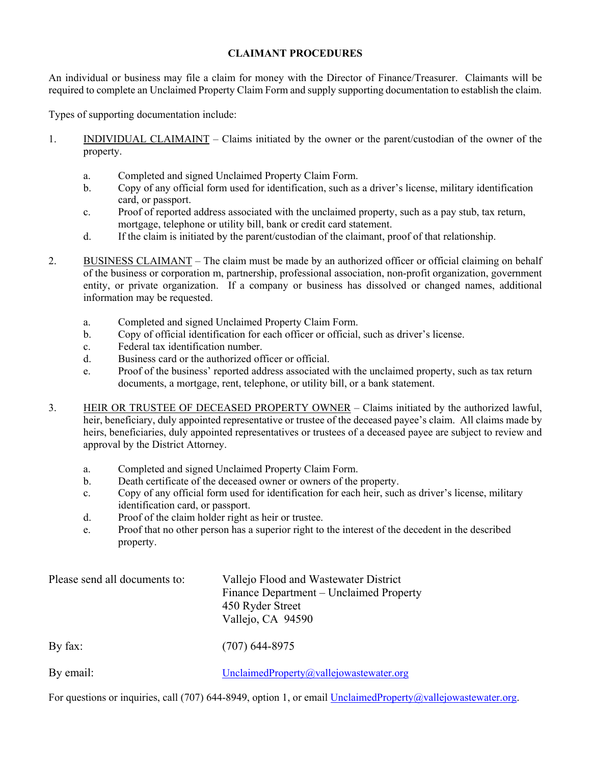**CLAIMANT PROCEDURES**

An individual or business may file a claim for money with the Director of Finance/Treasurer. Claimants will be required to complete an Unclaimed Property Claim Form and supply supporting documentation to establish the claim.

Types of supporting documentation include:

1. <u>INDIVIDUAL CLAIMAINT</u> – Claims initiated by the owner or the parent/custodian of the owner of the property.

   a. Completed and signed Unclaimed Property Claim Form.
   b. Copy of any official form used for identification, such as a driver's license, military identification card, or passport.
   c. Proof of reported address associated with the unclaimed property, such as a pay stub, tax return, mortgage, telephone or utility bill, bank or credit card statement.
   d. If the claim is initiated by the parent/custodian of the claimant, proof of that relationship.

2. <u>BUSINESS CLAIMANT</u> – The claim must be made by an authorized officer or official claiming on behalf of the business or corporation m, partnership, professional association, non-profit organization, government entity, or private organization. If a company or business has dissolved or changed names, additional information may be requested.

   a. Completed and signed Unclaimed Property Claim Form.
   b. Copy of official identification for each officer or official, such as driver's license.
   c. Federal tax identification number.
   d. Business card or the authorized officer or official.
   e. Proof of the business' reported address associated with the unclaimed property, such as tax return documents, a mortgage, rent, telephone, or utility bill, or a bank statement.

3. <u>HEIR OR TRUSTEE OF DECEASED PROPERTY OWNER</u> – Claims initiated by the authorized lawful, heir, beneficiary, duly appointed representative or trustee of the deceased payee's claim. All claims made by heirs, beneficiaries, duly appointed representatives or trustees of a deceased payee are subject to review and approval by the District Attorney.

   a. Completed and signed Unclaimed Property Claim Form.
   b. Death certificate of the deceased owner or owners of the property.
   c. Copy of any official form used for identification for each heir, such as driver's license, military identification card, or passport.
   d. Proof of the claim holder right as heir or trustee.
   e. Proof that no other person has a superior right to the interest of the decedent in the described property.

Please send all documents to:

Vallejo Flood and Wastewater District
Finance Department – Unclaimed Property
450 Ryder Street
Vallejo, CA 94590

By fax: (707) 644-8975

By email: UnclaimedProperty@vallejowastewater.org

For questions or inquiries, call (707) 644-8949, option 1, or email UnclaimedProperty@vallejowastewater.org.